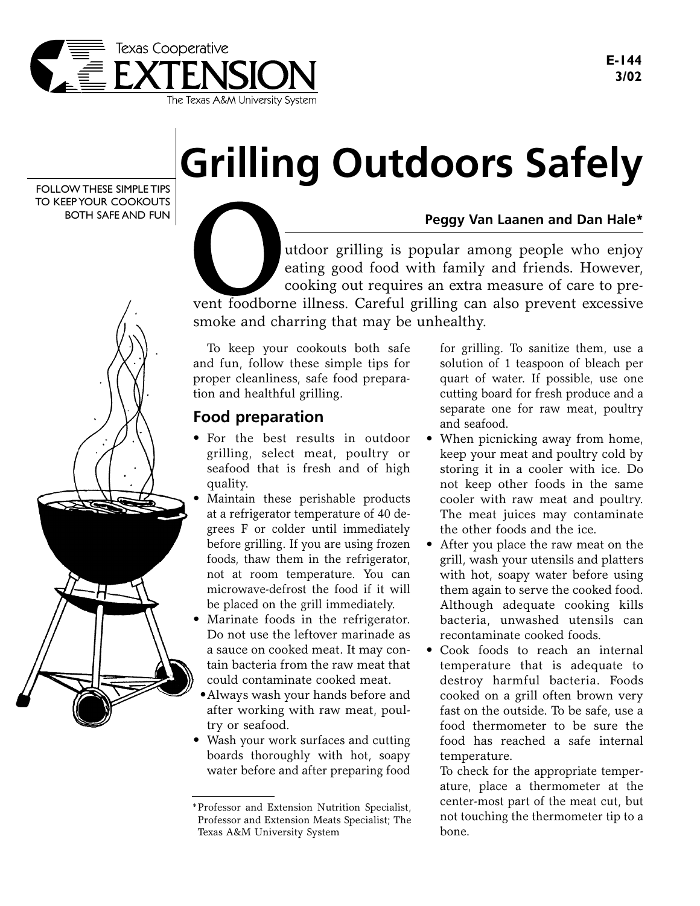Texas Cooperative EXTENSION
The Texas A&M University System

E-144
3/02

# Grilling Outdoors Safely

FOLLOW THESE SIMPLE TIPS TO KEEP YOUR COOKOUTS BOTH SAFE AND FUN

**Peggy Van Laanen and Dan Hale***

Outdoor grilling is popular among people who enjoy eating good food with family and friends. However, cooking out requires an extra measure of care to prevent foodborne illness. Careful grilling can also prevent excessive smoke and charring that may be unhealthy.

To keep your cookouts both safe and fun, follow these simple tips for proper cleanliness, safe food preparation and healthful grilling.

## Food preparation

- For the best results in outdoor grilling, select meat, poultry or seafood that is fresh and of high quality.
- Maintain these perishable products at a refrigerator temperature of 40 degrees F or colder until immediately before grilling. If you are using frozen foods, thaw them in the refrigerator, not at room temperature. You can microwave-defrost the food if it will be placed on the grill immediately.
- Marinate foods in the refrigerator. Do not use the leftover marinade as a sauce on cooked meat. It may contain bacteria from the raw meat that could contaminate cooked meat.
- Always wash your hands before and after working with raw meat, poultry or seafood.
- Wash your work surfaces and cutting boards thoroughly with hot, soapy water before and after preparing food for grilling. To sanitize them, use a solution of 1 teaspoon of bleach per quart of water. If possible, use one cutting board for fresh produce and a separate one for raw meat, poultry and seafood.
- When picnicking away from home, keep your meat and poultry cold by storing it in a cooler with ice. Do not keep other foods in the same cooler with raw meat and poultry. The meat juices may contaminate the other foods and the ice.
- After you place the raw meat on the grill, wash your utensils and platters with hot, soapy water before using them again to serve the cooked food. Although adequate cooking kills bacteria, unwashed utensils can recontaminate cooked foods.
- Cook foods to reach an internal temperature that is adequate to destroy harmful bacteria. Foods cooked on a grill often brown very fast on the outside. To be safe, use a food thermometer to be sure the food has reached a safe internal temperature.

  To check for the appropriate temperature, place a thermometer at the center-most part of the meat cut, but not touching the thermometer tip to a bone.

*Professor and Extension Nutrition Specialist, Professor and Extension Meats Specialist; The Texas A&M University System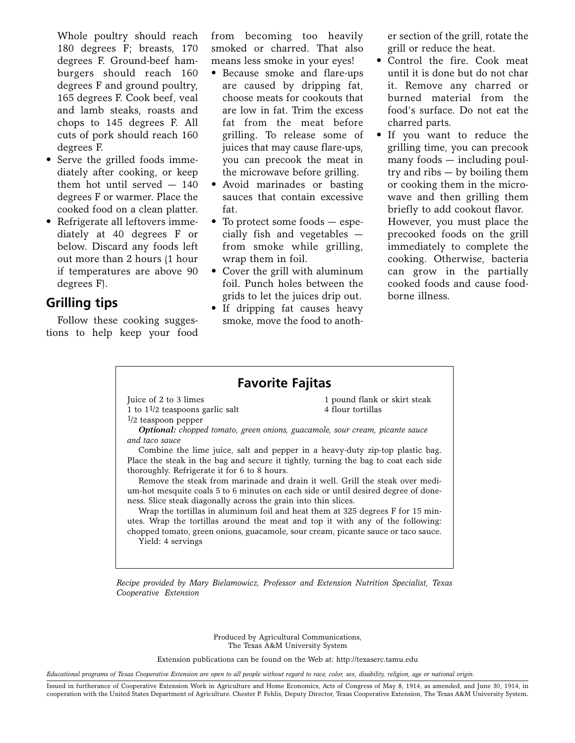Whole poultry should reach 180 degrees F; breasts, 170 degrees F. Ground-beef hamburgers should reach 160 degrees F and ground poultry, 165 degrees F. Cook beef, veal and lamb steaks, roasts and chops to 145 degrees F. All cuts of pork should reach 160 degrees F.

- Serve the grilled foods immediately after cooking, or keep them hot until served — 140 degrees F or warmer. Place the cooked food on a clean platter.
- Refrigerate all leftovers immediately at 40 degrees F or below. Discard any foods left out more than 2 hours (1 hour if temperatures are above 90 degrees F).

## Grilling tips

Follow these cooking suggestions to help keep your food from becoming too heavily smoked or charred. That also means less smoke in your eyes!

- Because smoke and flare-ups are caused by dripping fat, choose meats for cookouts that are low in fat. Trim the excess fat from the meat before grilling. To release some of juices that may cause flare-ups, you can precook the meat in the microwave before grilling.
- Avoid marinades or basting sauces that contain excessive fat.
- To protect some foods — especially fish and vegetables — from smoke while grilling, wrap them in foil.
- Cover the grill with aluminum foil. Punch holes between the grids to let the juices drip out.
- If dripping fat causes heavy smoke, move the food to another section of the grill, rotate the grill or reduce the heat.
- Control the fire. Cook meat until it is done but do not char it. Remove any charred or burned material from the food's surface. Do not eat the charred parts.
- If you want to reduce the grilling time, you can precook many foods — including poultry and ribs — by boiling them or cooking them in the microwave and then grilling them briefly to add cookout flavor. However, you must place the precooked foods on the grill immediately to complete the cooking. Otherwise, bacteria can grow in the partially cooked foods and cause foodborne illness.

## Favorite Fajitas

Juice of 2 to 3 limes
1 to 1 1/2 teaspoons garlic salt
1/2 teaspoon pepper
1 pound flank or skirt steak
4 flour tortillas

***Optional:*** *chopped tomato, green onions, guacamole, sour cream, picante sauce and taco sauce*

Combine the lime juice, salt and pepper in a heavy-duty zip-top plastic bag. Place the steak in the bag and secure it tightly, turning the bag to coat each side thoroughly. Refrigerate it for 6 to 8 hours.

Remove the steak from marinade and drain it well. Grill the steak over medium-hot mesquite coals 5 to 6 minutes on each side or until desired degree of doneness. Slice steak diagonally across the grain into thin slices.

Wrap the tortillas in aluminum foil and heat them at 325 degrees F for 15 minutes. Wrap the tortillas around the meat and top it with any of the following: chopped tomato, green onions, guacamole, sour cream, picante sauce or taco sauce.

Yield: 4 servings

*Recipe provided by Mary Bielamowicz, Professor and Extension Nutrition Specialist, Texas Cooperative Extension*

Produced by Agricultural Communications, The Texas A&M University System

Extension publications can be found on the Web at: http://texaserc.tamu.edu

*Educational programs of Texas Cooperative Extension are open to all people without regard to race, color, sex, disability, religion, age or national origin.*

Issued in furtherance of Cooperative Extension Work in Agriculture and Home Economics, Acts of Congress of May 8, 1914, as amended, and June 30, 1914, in cooperation with the United States Department of Agriculture. Chester P. Fehlis, Deputy Director, Texas Cooperative Extension, The Texas A&M University System.